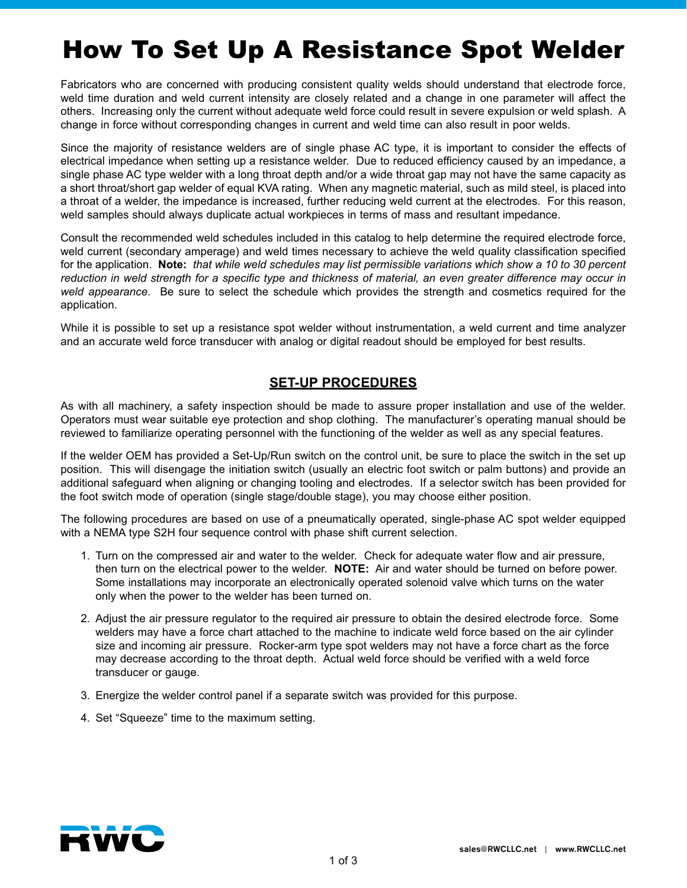# How To Set Up A Resistance Spot Welder

Fabricators who are concerned with producing consistent quality welds should understand that electrode force, weld time duration and weld current intensity are closely related and a change in one parameter will affect the others. Increasing only the current without adequate weld force could result in severe expulsion or weld splash. A change in force without corresponding changes in current and weld time can also result in poor welds.

Since the majority of resistance welders are of single phase AC type, it is important to consider the effects of electrical impedance when setting up a resistance welder. Due to reduced efficiency caused by an impedance, a single phase AC type welder with a long throat depth and/or a wide throat gap may not have the same capacity as a short throat/short gap welder of equal KVA rating. When any magnetic material, such as mild steel, is placed into a throat of a welder, the impedance is increased, further reducing weld current at the electrodes. For this reason, weld samples should always duplicate actual workpieces in terms of mass and resultant impedance.

Consult the recommended weld schedules included in this catalog to help determine the required electrode force, weld current (secondary amperage) and weld times necessary to achieve the weld quality classification specified for the application. **Note:** *that while weld schedules may list permissible variations which show a 10 to 30 percent reduction in weld strength for a specific type and thickness of material, an even greater difference may occur in weld appearance*. Be sure to select the schedule which provides the strength and cosmetics required for the application.

While it is possible to set up a resistance spot welder without instrumentation, a weld current and time analyzer and an accurate weld force transducer with analog or digital readout should be employed for best results.

## SET-UP PROCEDURES

As with all machinery, a safety inspection should be made to assure proper installation and use of the welder. Operators must wear suitable eye protection and shop clothing. The manufacturer's operating manual should be reviewed to familiarize operating personnel with the functioning of the welder as well as any special features.

If the welder OEM has provided a Set-Up/Run switch on the control unit, be sure to place the switch in the set up position. This will disengage the initiation switch (usually an electric foot switch or palm buttons) and provide an additional safeguard when aligning or changing tooling and electrodes. If a selector switch has been provided for the foot switch mode of operation (single stage/double stage), you may choose either position.

The following procedures are based on use of a pneumatically operated, single-phase AC spot welder equipped with a NEMA type S2H four sequence control with phase shift current selection.

1. Turn on the compressed air and water to the welder. Check for adequate water flow and air pressure, then turn on the electrical power to the welder. **NOTE:** Air and water should be turned on before power. Some installations may incorporate an electronically operated solenoid valve which turns on the water only when the power to the welder has been turned on.
2. Adjust the air pressure regulator to the required air pressure to obtain the desired electrode force. Some welders may have a force chart attached to the machine to indicate weld force based on the air cylinder size and incoming air pressure. Rocker-arm type spot welders may not have a force chart as the force may decrease according to the throat depth. Actual weld force should be verified with a weld force transducer or gauge.
3. Energize the welder control panel if a separate switch was provided for this purpose.
4. Set "Squeeze" time to the maximum setting.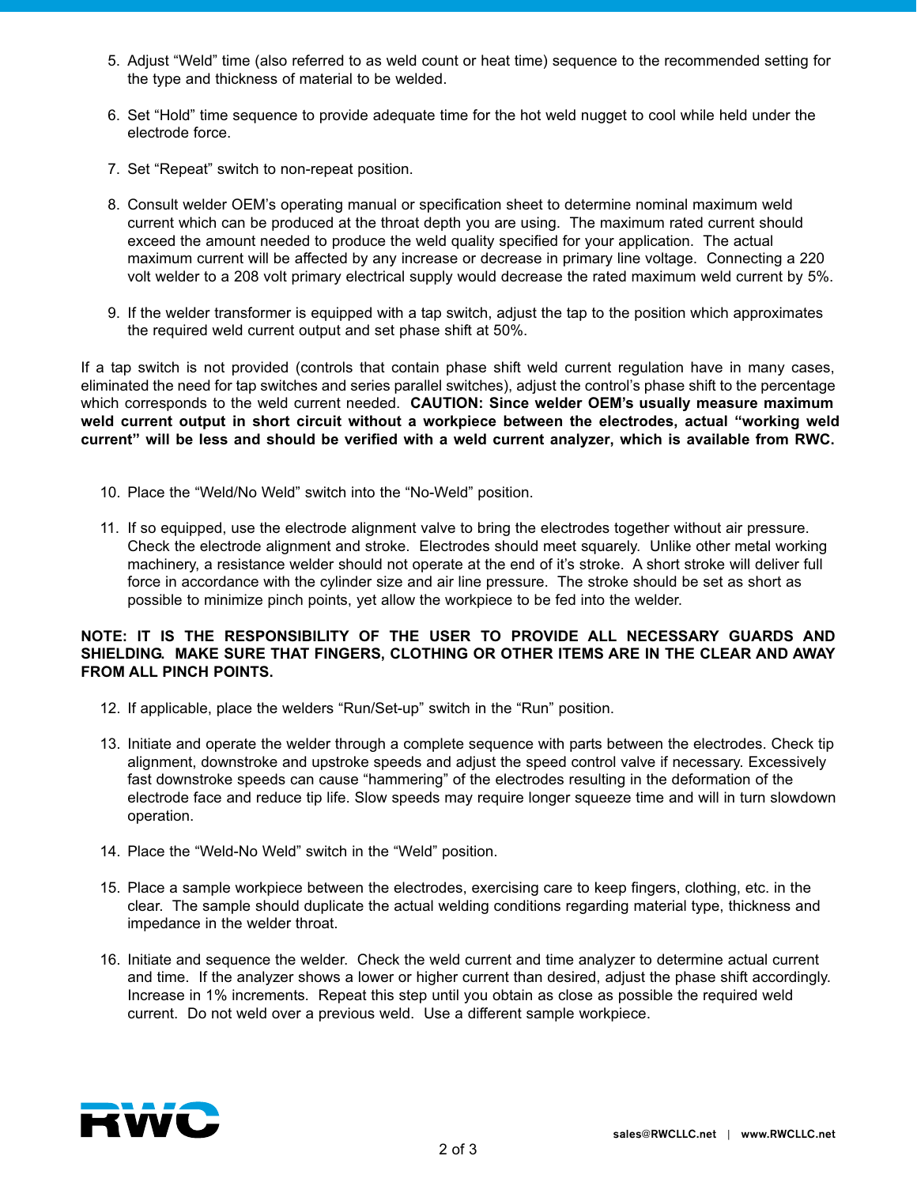5. Adjust "Weld" time (also referred to as weld count or heat time) sequence to the recommended setting for the type and thickness of material to be welded.

6. Set "Hold" time sequence to provide adequate time for the hot weld nugget to cool while held under the electrode force.

7. Set "Repeat" switch to non-repeat position.

8. Consult welder OEM's operating manual or specification sheet to determine nominal maximum weld current which can be produced at the throat depth you are using. The maximum rated current should exceed the amount needed to produce the weld quality specified for your application. The actual maximum current will be affected by any increase or decrease in primary line voltage. Connecting a 220 volt welder to a 208 volt primary electrical supply would decrease the rated maximum weld current by 5%.

9. If the welder transformer is equipped with a tap switch, adjust the tap to the position which approximates the required weld current output and set phase shift at 50%.

If a tap switch is not provided (controls that contain phase shift weld current regulation have in many cases, eliminated the need for tap switches and series parallel switches), adjust the control's phase shift to the percentage which corresponds to the weld current needed. **CAUTION: Since welder OEM's usually measure maximum weld current output in short circuit without a workpiece between the electrodes, actual "working weld current" will be less and should be verified with a weld current analyzer, which is available from RWC.**

10. Place the "Weld/No Weld" switch into the "No-Weld" position.

11. If so equipped, use the electrode alignment valve to bring the electrodes together without air pressure. Check the electrode alignment and stroke. Electrodes should meet squarely. Unlike other metal working machinery, a resistance welder should not operate at the end of it's stroke. A short stroke will deliver full force in accordance with the cylinder size and air line pressure. The stroke should be set as short as possible to minimize pinch points, yet allow the workpiece to be fed into the welder.

**NOTE: IT IS THE RESPONSIBILITY OF THE USER TO PROVIDE ALL NECESSARY GUARDS AND SHIELDING. MAKE SURE THAT FINGERS, CLOTHING OR OTHER ITEMS ARE IN THE CLEAR AND AWAY FROM ALL PINCH POINTS.**

12. If applicable, place the welders "Run/Set-up" switch in the "Run" position.

13. Initiate and operate the welder through a complete sequence with parts between the electrodes. Check tip alignment, downstroke and upstroke speeds and adjust the speed control valve if necessary. Excessively fast downstroke speeds can cause "hammering" of the electrodes resulting in the deformation of the electrode face and reduce tip life. Slow speeds may require longer squeeze time and will in turn slowdown operation.

14. Place the "Weld-No Weld" switch in the "Weld" position.

15. Place a sample workpiece between the electrodes, exercising care to keep fingers, clothing, etc. in the clear. The sample should duplicate the actual welding conditions regarding material type, thickness and impedance in the welder throat.

16. Initiate and sequence the welder. Check the weld current and time analyzer to determine actual current and time. If the analyzer shows a lower or higher current than desired, adjust the phase shift accordingly. Increase in 1% increments. Repeat this step until you obtain as close as possible the required weld current. Do not weld over a previous weld. Use a different sample workpiece.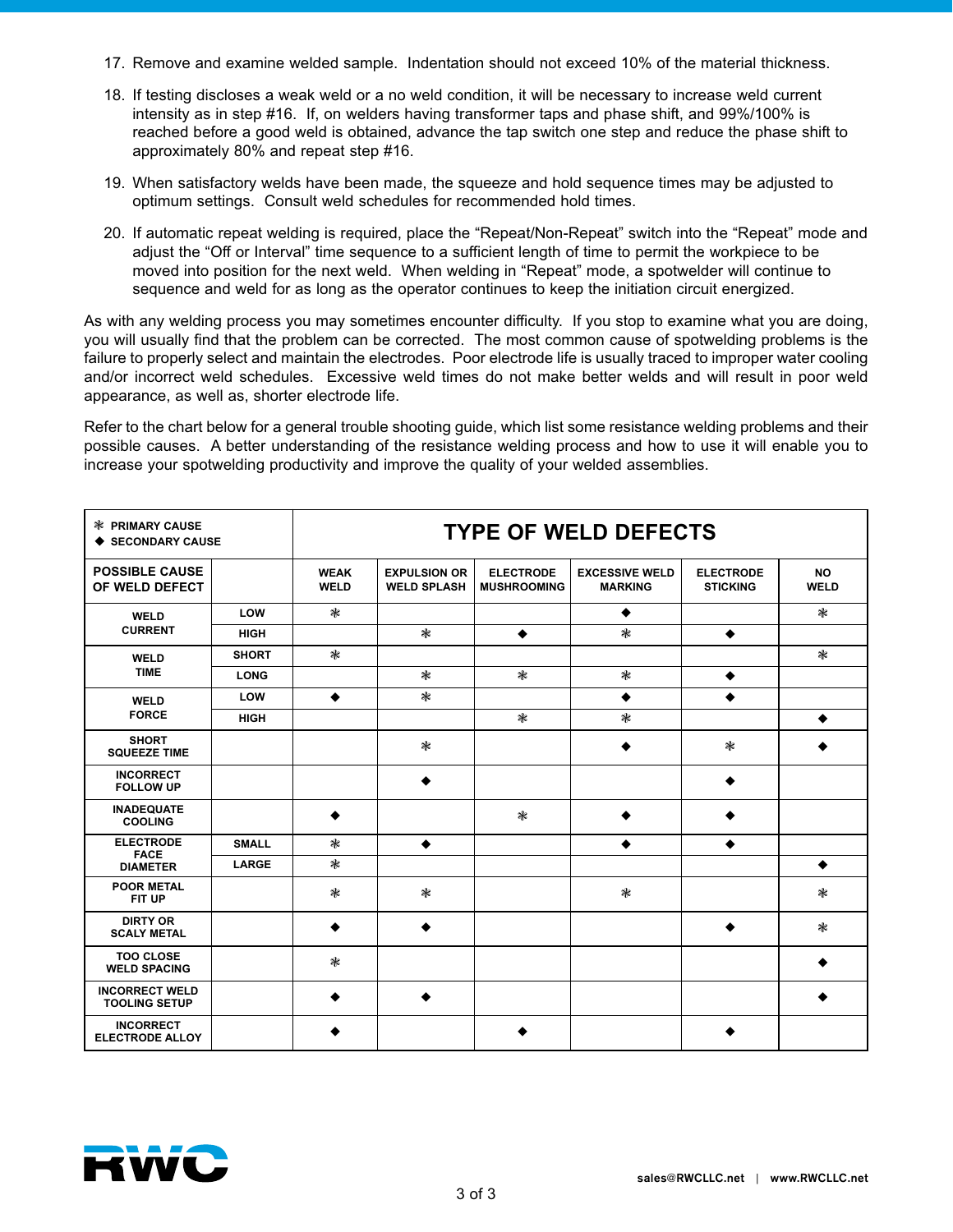17. Remove and examine welded sample. Indentation should not exceed 10% of the material thickness.

18. If testing discloses a weak weld or a no weld condition, it will be necessary to increase weld current intensity as in step #16. If, on welders having transformer taps and phase shift, and 99%/100% is reached before a good weld is obtained, advance the tap switch one step and reduce the phase shift to approximately 80% and repeat step #16.

19. When satisfactory welds have been made, the squeeze and hold sequence times may be adjusted to optimum settings. Consult weld schedules for recommended hold times.

20. If automatic repeat welding is required, place the "Repeat/Non-Repeat" switch into the "Repeat" mode and adjust the "Off or Interval" time sequence to a sufficient length of time to permit the workpiece to be moved into position for the next weld. When welding in "Repeat" mode, a spotwelder will continue to sequence and weld for as long as the operator continues to keep the initiation circuit energized.

As with any welding process you may sometimes encounter difficulty. If you stop to examine what you are doing, you will usually find that the problem can be corrected. The most common cause of spotwelding problems is the failure to properly select and maintain the electrodes. Poor electrode life is usually traced to improper water cooling and/or incorrect weld schedules. Excessive weld times do not make better welds and will result in poor weld appearance, as well as, shorter electrode life.

Refer to the chart below for a general trouble shooting guide, which list some resistance welding problems and their possible causes. A better understanding of the resistance welding process and how to use it will enable you to increase your spotwelding productivity and improve the quality of your welded assemblies.

✳ PRIMARY CAUSE
◆ SECONDARY CAUSE

| POSSIBLE CAUSE OF WELD DEFECT | | TYPE OF WELD DEFECTS: WEAK WELD | EXPULSION OR WELD SPLASH | ELECTRODE MUSHROOMING | EXCESSIVE WELD MARKING | ELECTRODE STICKING | NO WELD |
|---|---|---|---|---|---|---|---|
| WELD CURRENT | LOW | ✳ | | | ◆ | | ✳ |
| | HIGH | | ✳ | ◆ | ✳ | ◆ | |
| WELD TIME | SHORT | ✳ | | | | | ✳ |
| | LONG | | ✳ | ✳ | ✳ | ◆ | |
| WELD FORCE | LOW | ◆ | ✳ | | ◆ | ◆ | |
| | HIGH | | | ✳ | ✳ | | ◆ |
| SHORT SQUEEZE TIME | | | ✳ | | ◆ | ✳ | ◆ |
| INCORRECT FOLLOW UP | | | ◆ | | | ◆ | |
| INADEQUATE COOLING | | ◆ | | ✳ | ◆ | ◆ | |
| ELECTRODE FACE DIAMETER | SMALL | ✳ | ◆ | | ◆ | ◆ | |
| | LARGE | ✳ | | | | | ◆ |
| POOR METAL FIT UP | | ✳ | ✳ | | ✳ | | ✳ |
| DIRTY OR SCALY METAL | | ◆ | ◆ | | | ◆ | ✳ |
| TOO CLOSE WELD SPACING | | ✳ | | | | | ◆ |
| INCORRECT WELD TOOLING SETUP | | ◆ | ◆ | | | | ◆ |
| INCORRECT ELECTRODE ALLOY | | ◆ | | ◆ | | ◆ | |

sales@RWCLLC.net | www.RWCLLC.net